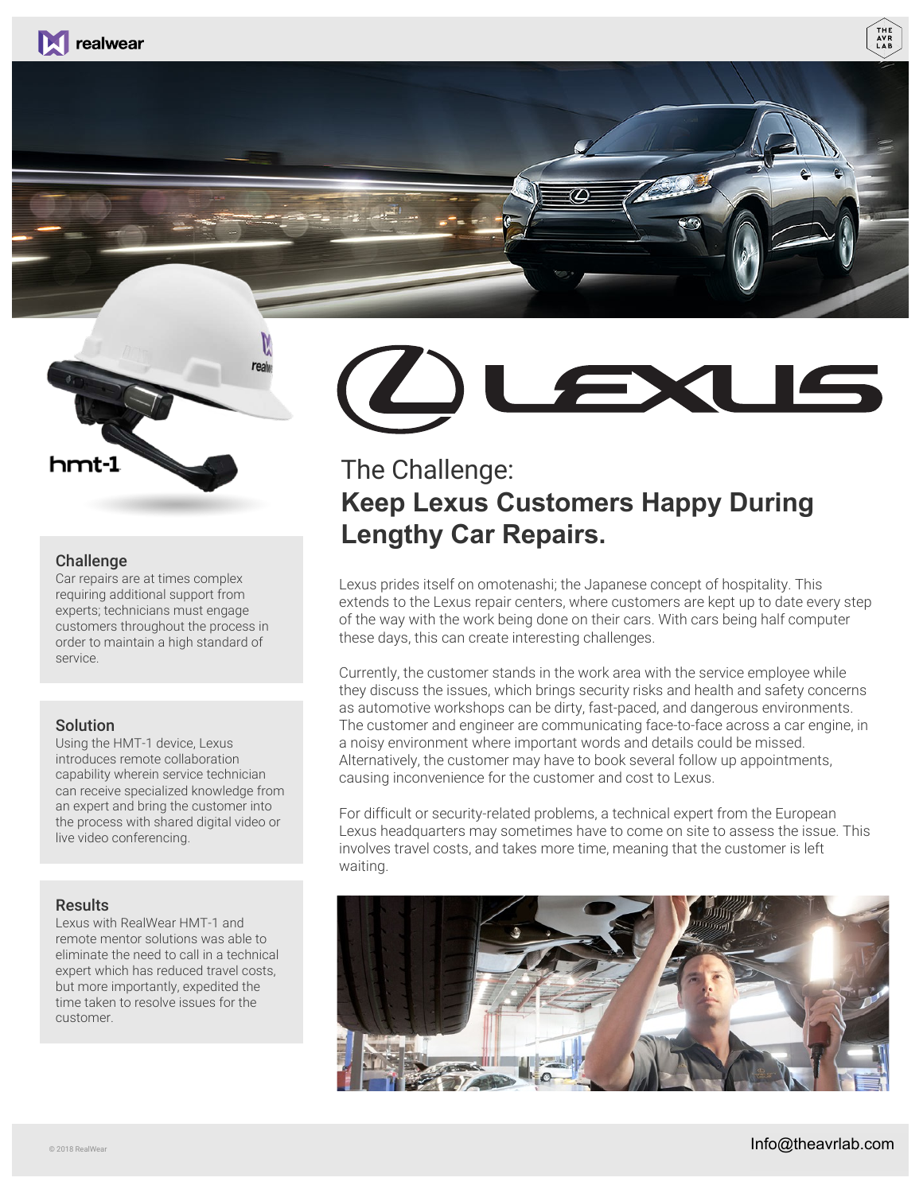## The Challenge:
## **Keep Lexus Customers Happy During Lengthy Car Repairs.**

Lexus prides itself on omotenashi; the Japanese concept of hospitality. This extends to the Lexus repair centers, where customers are kept up to date every step of the way with the work being done on their cars. With cars being half computer these days, this can create interesting challenges.

Currently, the customer stands in the work area with the service employee while they discuss the issues, which brings security risks and health and safety concerns as automotive workshops can be dirty, fast-paced, and dangerous environments. The customer and engineer are communicating face-to-face across a car engine, in a noisy environment where important words and details could be missed. Alternatively, the customer may have to book several follow up appointments, causing inconvenience for the customer and cost to Lexus.

For difficult or security-related problems, a technical expert from the European Lexus headquarters may sometimes have to come on site to assess the issue. This involves travel costs, and takes more time, meaning that the customer is left waiting.

### Challenge

Car repairs are at times complex requiring additional support from experts; technicians must engage customers throughout the process in order to maintain a high standard of service.

### Solution

Using the HMT-1 device, Lexus introduces remote collaboration capability wherein service technician can receive specialized knowledge from an expert and bring the customer into the process with shared digital video or live video conferencing.

### Results

Lexus with RealWear HMT-1 and remote mentor solutions was able to eliminate the need to call in a technical expert which has reduced travel costs, but more importantly, expedited the time taken to resolve issues for the customer.

© 2018 RealWear

Info@theavrlab.com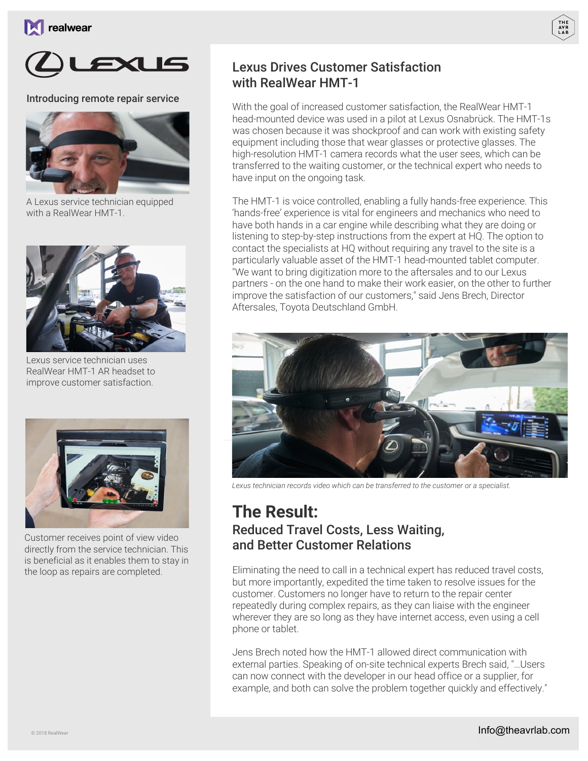Introducing remote repair service

A Lexus service technician equipped with a RealWear HMT-1.

Lexus service technician uses RealWear HMT-1 AR headset to improve customer satisfaction.

Customer receives point of view video directly from the service technician. This is beneficial as it enables them to stay in the loop as repairs are completed.

## Lexus Drives Customer Satisfaction with RealWear HMT-1

With the goal of increased customer satisfaction, the RealWear HMT-1 head-mounted device was used in a pilot at Lexus Osnabrück. The HMT-1s was chosen because it was shockproof and can work with existing safety equipment including those that wear glasses or protective glasses. The high-resolution HMT-1 camera records what the user sees, which can be transferred to the waiting customer, or the technical expert who needs to have input on the ongoing task.

The HMT-1 is voice controlled, enabling a fully hands-free experience. This 'hands-free' experience is vital for engineers and mechanics who need to have both hands in a car engine while describing what they are doing or listening to step-by-step instructions from the expert at HQ. The option to contact the specialists at HQ without requiring any travel to the site is a particularly valuable asset of the HMT-1 head-mounted tablet computer. "We want to bring digitization more to the aftersales and to our Lexus partners - on the one hand to make their work easier, on the other to further improve the satisfaction of our customers," said Jens Brech, Director Aftersales, Toyota Deutschland GmbH.

*Lexus technician records video which can be transferred to the customer or a specialist.*

# The Result:

## Reduced Travel Costs, Less Waiting, and Better Customer Relations

Eliminating the need to call in a technical expert has reduced travel costs, but more importantly, expedited the time taken to resolve issues for the customer. Customers no longer have to return to the repair center repeatedly during complex repairs, as they can liaise with the engineer wherever they are so long as they have internet access, even using a cell phone or tablet.

Jens Brech noted how the HMT-1 allowed direct communication with external parties. Speaking of on-site technical experts Brech said, "...Users can now connect with the developer in our head office or a supplier, for example, and both can solve the problem together quickly and effectively."

© 2018 RealWear

Info@theavrlab.com